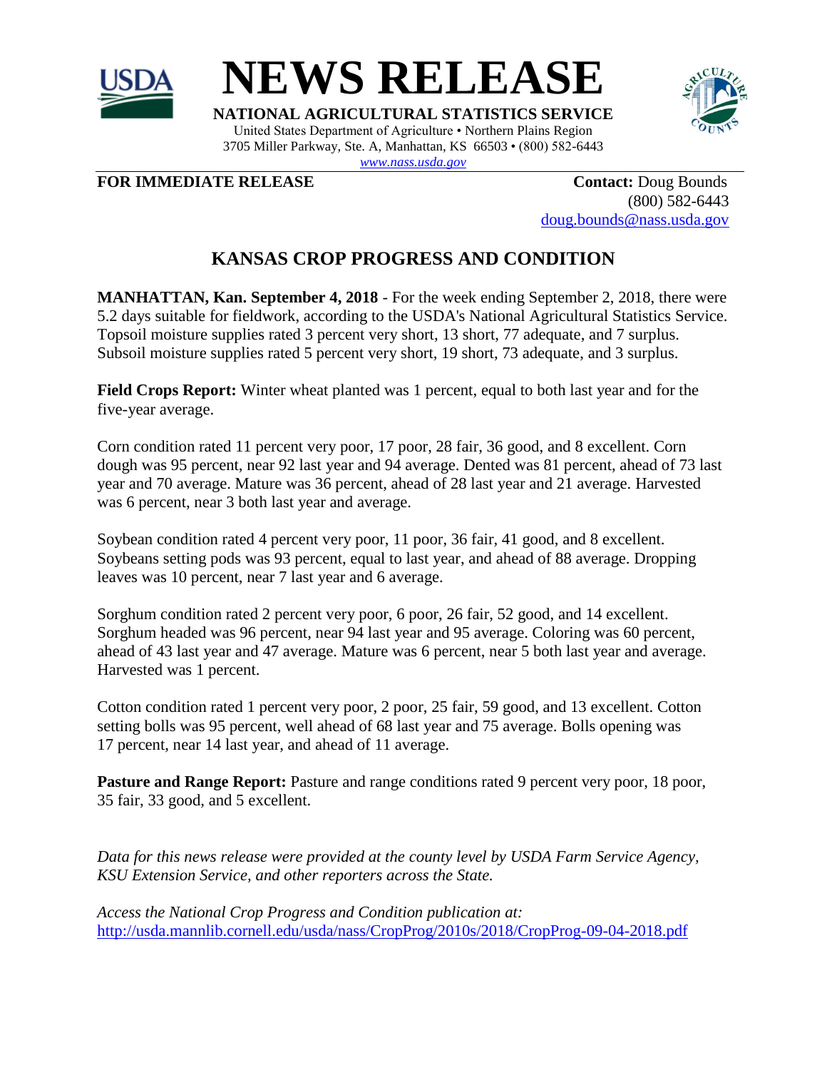# NEWS RELEASE

**NATIONAL AGRICULTURAL STATISTICS SERVICE**

United States Department of Agriculture • Northern Plains Region
3705 Miller Parkway, Ste. A, Manhattan, KS 66503 • (800) 582-6443
*www.nass.usda.gov*

**FOR IMMEDIATE RELEASE**

**Contact:** Doug Bounds
(800) 582-6443
doug.bounds@nass.usda.gov

## KANSAS CROP PROGRESS AND CONDITION

**MANHATTAN, Kan. September 4, 2018** - For the week ending September 2, 2018, there were 5.2 days suitable for fieldwork, according to the USDA's National Agricultural Statistics Service. Topsoil moisture supplies rated 3 percent very short, 13 short, 77 adequate, and 7 surplus. Subsoil moisture supplies rated 5 percent very short, 19 short, 73 adequate, and 3 surplus.

**Field Crops Report:** Winter wheat planted was 1 percent, equal to both last year and for the five-year average.

Corn condition rated 11 percent very poor, 17 poor, 28 fair, 36 good, and 8 excellent. Corn dough was 95 percent, near 92 last year and 94 average. Dented was 81 percent, ahead of 73 last year and 70 average. Mature was 36 percent, ahead of 28 last year and 21 average. Harvested was 6 percent, near 3 both last year and average.

Soybean condition rated 4 percent very poor, 11 poor, 36 fair, 41 good, and 8 excellent. Soybeans setting pods was 93 percent, equal to last year, and ahead of 88 average. Dropping leaves was 10 percent, near 7 last year and 6 average.

Sorghum condition rated 2 percent very poor, 6 poor, 26 fair, 52 good, and 14 excellent. Sorghum headed was 96 percent, near 94 last year and 95 average. Coloring was 60 percent, ahead of 43 last year and 47 average. Mature was 6 percent, near 5 both last year and average. Harvested was 1 percent.

Cotton condition rated 1 percent very poor, 2 poor, 25 fair, 59 good, and 13 excellent. Cotton setting bolls was 95 percent, well ahead of 68 last year and 75 average. Bolls opening was 17 percent, near 14 last year, and ahead of 11 average.

**Pasture and Range Report:** Pasture and range conditions rated 9 percent very poor, 18 poor, 35 fair, 33 good, and 5 excellent.

*Data for this news release were provided at the county level by USDA Farm Service Agency, KSU Extension Service, and other reporters across the State.*

*Access the National Crop Progress and Condition publication at:*
http://usda.mannlib.cornell.edu/usda/nass/CropProg/2010s/2018/CropProg-09-04-2018.pdf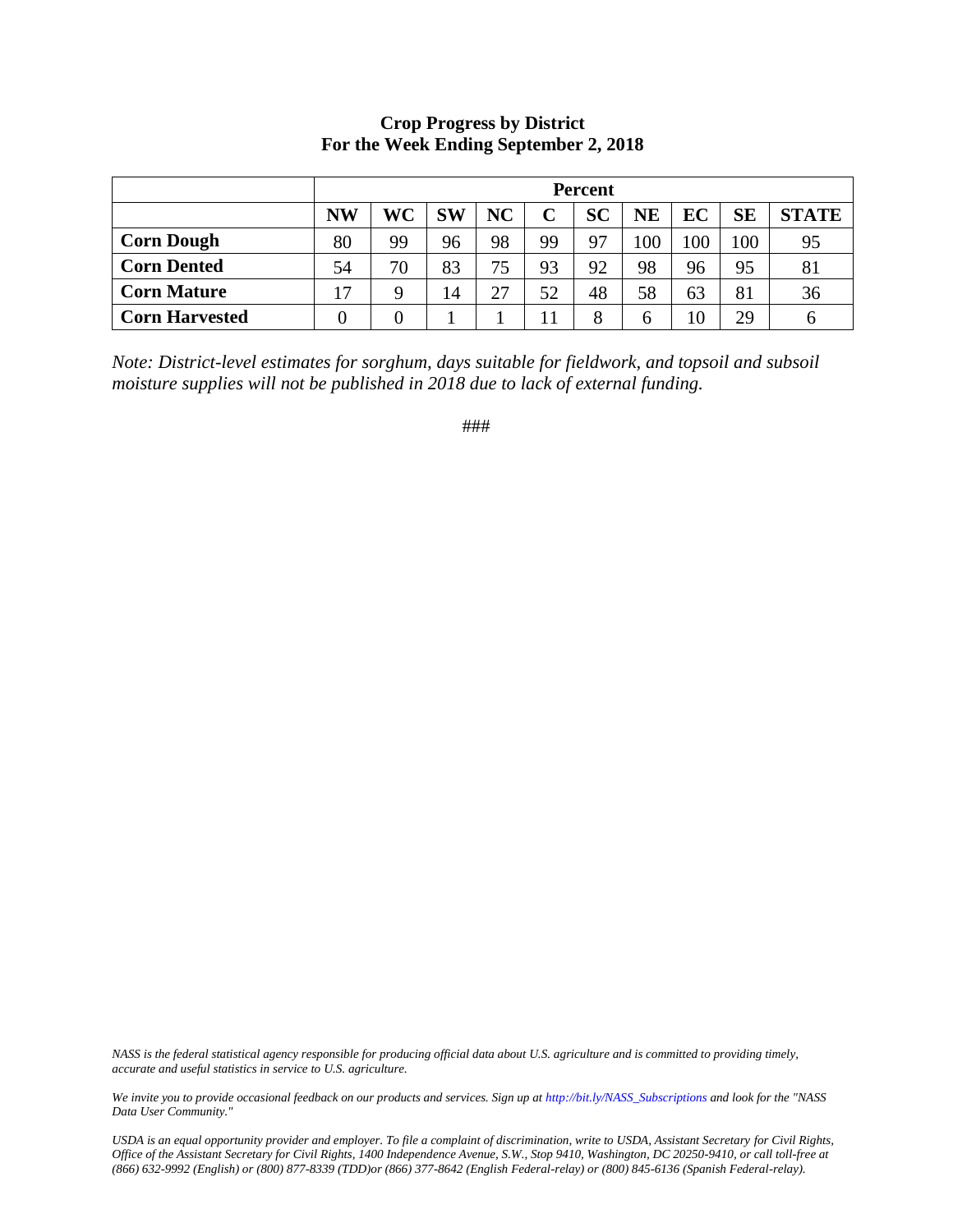## Crop Progress by District
## For the Week Ending September 2, 2018

| | Percent | | | | | | | | | |
|---|---|---|---|---|---|---|---|---|---|---|
| | **NW** | **WC** | **SW** | **NC** | **C** | **SC** | **NE** | **EC** | **SE** | **STATE** |
| **Corn Dough** | 80 | 99 | 96 | 98 | 99 | 97 | 100 | 100 | 100 | 95 |
| **Corn Dented** | 54 | 70 | 83 | 75 | 93 | 92 | 98 | 96 | 95 | 81 |
| **Corn Mature** | 17 | 9 | 14 | 27 | 52 | 48 | 58 | 63 | 81 | 36 |
| **Corn Harvested** | 0 | 0 | 1 | 1 | 11 | 8 | 6 | 10 | 29 | 6 |

*Note: District-level estimates for sorghum, days suitable for fieldwork, and topsoil and subsoil moisture supplies will not be published in 2018 due to lack of external funding.*

###

*NASS is the federal statistical agency responsible for producing official data about U.S. agriculture and is committed to providing timely, accurate and useful statistics in service to U.S. agriculture.*

*We invite you to provide occasional feedback on our products and services. Sign up at http://bit.ly/NASS_Subscriptions and look for the "NASS Data User Community."*

*USDA is an equal opportunity provider and employer. To file a complaint of discrimination, write to USDA, Assistant Secretary for Civil Rights, Office of the Assistant Secretary for Civil Rights, 1400 Independence Avenue, S.W., Stop 9410, Washington, DC 20250-9410, or call toll-free at (866) 632-9992 (English) or (800) 877-8339 (TDD)or (866) 377-8642 (English Federal-relay) or (800) 845-6136 (Spanish Federal-relay).*